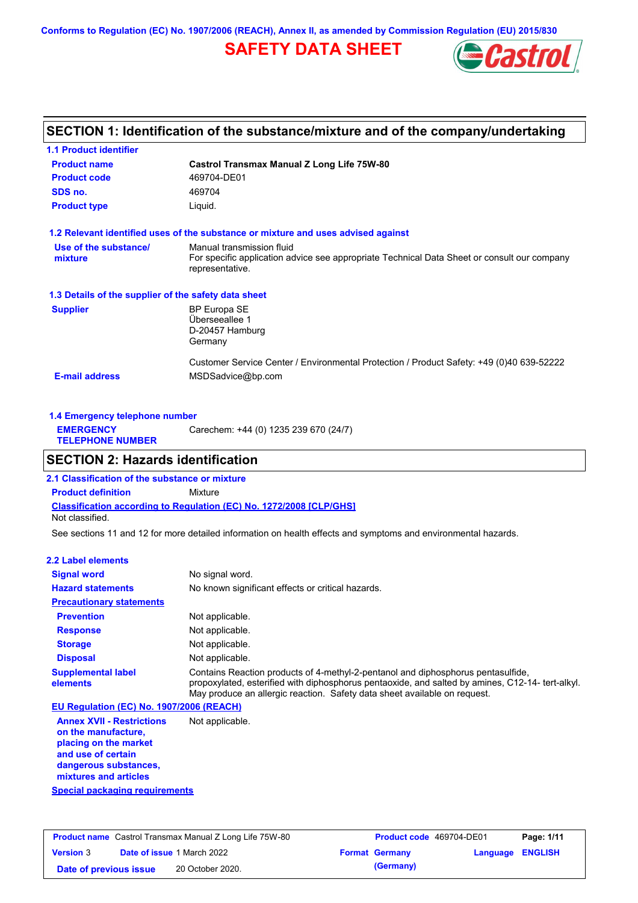Conforms to Regulation (EC) No. 1907/2006 (REACH), Annex II, as amended by Commission Regulation (EU) 2015/830

# SAFETY DATA SHEET

## SECTION 1: Identification of the substance/mixture and of the company/undertaking

### 1.1 Product identifier

**Product name** Castrol Transmax Manual Z Long Life 75W-80

**Product code** 469704-DE01

**SDS no.** 469704

**Product type** Liquid.

### 1.2 Relevant identified uses of the substance or mixture and uses advised against

**Use of the substance/ mixture** Manual transmission fluid
For specific application advice see appropriate Technical Data Sheet or consult our company representative.

### 1.3 Details of the supplier of the safety data sheet

**Supplier** BP Europa SE
Überseeallee 1
D-20457 Hamburg
Germany

Customer Service Center / Environmental Protection / Product Safety: +49 (0)40 639-52222

**E-mail address** MSDSadvice@bp.com

### 1.4 Emergency telephone number

**EMERGENCY TELEPHONE NUMBER** Carechem: +44 (0) 1235 239 670 (24/7)

## SECTION 2: Hazards identification

### 2.1 Classification of the substance or mixture

**Product definition** Mixture

**Classification according to Regulation (EC) No. 1272/2008 [CLP/GHS]**
Not classified.

See sections 11 and 12 for more detailed information on health effects and symptoms and environmental hazards.

### 2.2 Label elements

**Signal word** No signal word.

**Hazard statements** No known significant effects or critical hazards.

**Precautionary statements**

**Prevention** Not applicable.

**Response** Not applicable.

**Storage** Not applicable.

**Disposal** Not applicable.

**Supplemental label elements** Contains Reaction products of 4-methyl-2-pentanol and diphosphorus pentasulfide, propoxylated, esterified with diphosphorus pentaoxide, and salted by amines, C12-14- tert-alkyl. May produce an allergic reaction. Safety data sheet available on request.

**EU Regulation (EC) No. 1907/2006 (REACH)**

**Annex XVII - Restrictions on the manufacture, placing on the market and use of certain dangerous substances, mixtures and articles** Not applicable.

**Special packaging requirements**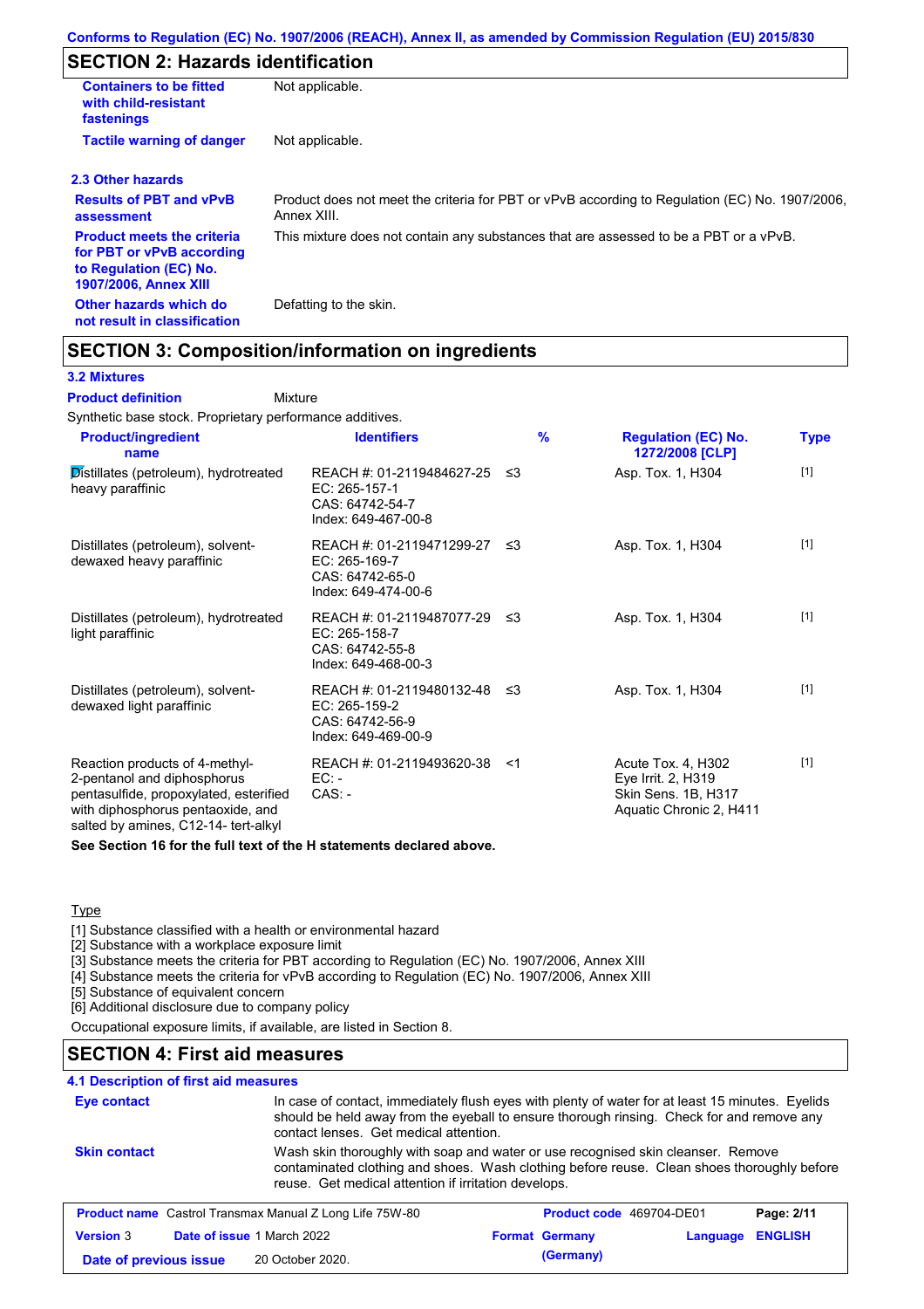## SECTION 2: Hazards identification

| | |
|---|---|
| **Containers to be fitted with child-resistant fastenings** | Not applicable. |
| **Tactile warning of danger** | Not applicable. |

### 2.3 Other hazards

| | |
|---|---|
| **Results of PBT and vPvB assessment** | Product does not meet the criteria for PBT or vPvB according to Regulation (EC) No. 1907/2006, Annex XIII. |
| **Product meets the criteria for PBT or vPvB according to Regulation (EC) No. 1907/2006, Annex XIII** | This mixture does not contain any substances that are assessed to be a PBT or a vPvB. |
| **Other hazards which do not result in classification** | Defatting to the skin. |

## SECTION 3: Composition/information on ingredients

### 3.2 Mixtures

**Product definition** Mixture

Synthetic base stock. Proprietary performance additives.

| Product/ingredient name | Identifiers | % | Regulation (EC) No. 1272/2008 [CLP] | Type |
|---|---|---|---|---|
| Distillates (petroleum), hydrotreated heavy paraffinic | REACH #: 01-2119484627-25<br>EC: 265-157-1<br>CAS: 64742-54-7<br>Index: 649-467-00-8 | ≤3 | Asp. Tox. 1, H304 | [1] |
| Distillates (petroleum), solvent-dewaxed heavy paraffinic | REACH #: 01-2119471299-27<br>EC: 265-169-7<br>CAS: 64742-65-0<br>Index: 649-474-00-6 | ≤3 | Asp. Tox. 1, H304 | [1] |
| Distillates (petroleum), hydrotreated light paraffinic | REACH #: 01-2119487077-29<br>EC: 265-158-7<br>CAS: 64742-55-8<br>Index: 649-468-00-3 | ≤3 | Asp. Tox. 1, H304 | [1] |
| Distillates (petroleum), solvent-dewaxed light paraffinic | REACH #: 01-2119480132-48<br>EC: 265-159-2<br>CAS: 64742-56-9<br>Index: 649-469-00-9 | ≤3 | Asp. Tox. 1, H304 | [1] |
| Reaction products of 4-methyl-2-pentanol and diphosphorus pentasulfide, propoxylated, esterified with diphosphorus pentaoxide, and salted by amines, C12-14- tert-alkyl | REACH #: 01-2119493620-38<br>EC: -<br>CAS: - | <1 | Acute Tox. 4, H302<br>Eye Irrit. 2, H319<br>Skin Sens. 1B, H317<br>Aquatic Chronic 2, H411 | [1] |

**See Section 16 for the full text of the H statements declared above.**

Type

[1] Substance classified with a health or environmental hazard
[2] Substance with a workplace exposure limit
[3] Substance meets the criteria for PBT according to Regulation (EC) No. 1907/2006, Annex XIII
[4] Substance meets the criteria for vPvB according to Regulation (EC) No. 1907/2006, Annex XIII
[5] Substance of equivalent concern
[6] Additional disclosure due to company policy

Occupational exposure limits, if available, are listed in Section 8.

## SECTION 4: First aid measures

### 4.1 Description of first aid measures

| | |
|---|---|
| **Eye contact** | In case of contact, immediately flush eyes with plenty of water for at least 15 minutes. Eyelids should be held away from the eyeball to ensure thorough rinsing. Check for and remove any contact lenses. Get medical attention. |
| **Skin contact** | Wash skin thoroughly with soap and water or use recognised skin cleanser. Remove contaminated clothing and shoes. Wash clothing before reuse. Clean shoes thoroughly before reuse. Get medical attention if irritation develops. |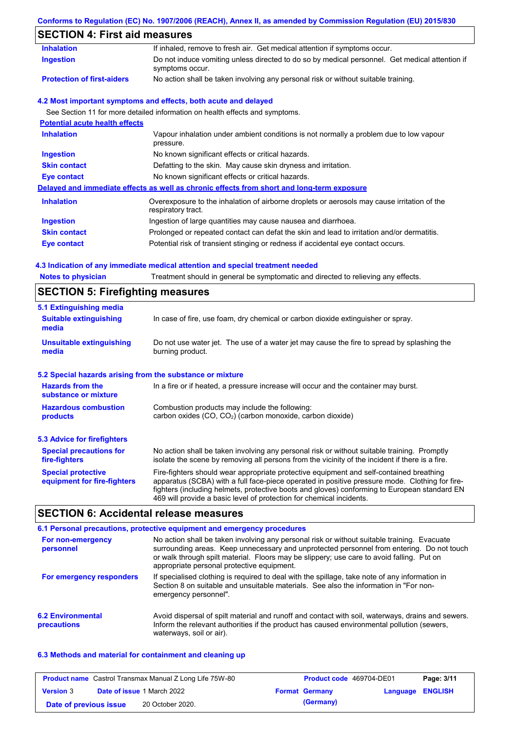## SECTION 4: First aid measures

| | |
|---|---|
| **Inhalation** | If inhaled, remove to fresh air. Get medical attention if symptoms occur. |
| **Ingestion** | Do not induce vomiting unless directed to do so by medical personnel. Get medical attention if symptoms occur. |
| **Protection of first-aiders** | No action shall be taken involving any personal risk or without suitable training. |

### 4.2 Most important symptoms and effects, both acute and delayed

See Section 11 for more detailed information on health effects and symptoms.

**Potential acute health effects**

| | |
|---|---|
| **Inhalation** | Vapour inhalation under ambient conditions is not normally a problem due to low vapour pressure. |
| **Ingestion** | No known significant effects or critical hazards. |
| **Skin contact** | Defatting to the skin. May cause skin dryness and irritation. |
| **Eye contact** | No known significant effects or critical hazards. |

**Delayed and immediate effects as well as chronic effects from short and long-term exposure**

| | |
|---|---|
| **Inhalation** | Overexposure to the inhalation of airborne droplets or aerosols may cause irritation of the respiratory tract. |
| **Ingestion** | Ingestion of large quantities may cause nausea and diarrhoea. |
| **Skin contact** | Prolonged or repeated contact can defat the skin and lead to irritation and/or dermatitis. |
| **Eye contact** | Potential risk of transient stinging or redness if accidental eye contact occurs. |

### 4.3 Indication of any immediate medical attention and special treatment needed

| | |
|---|---|
| **Notes to physician** | Treatment should in general be symptomatic and directed to relieving any effects. |

## SECTION 5: Firefighting measures

### 5.1 Extinguishing media

| | |
|---|---|
| **Suitable extinguishing media** | In case of fire, use foam, dry chemical or carbon dioxide extinguisher or spray. |
| **Unsuitable extinguishing media** | Do not use water jet. The use of a water jet may cause the fire to spread by splashing the burning product. |

### 5.2 Special hazards arising from the substance or mixture

| | |
|---|---|
| **Hazards from the substance or mixture** | In a fire or if heated, a pressure increase will occur and the container may burst. |
| **Hazardous combustion products** | Combustion products may include the following: carbon oxides (CO, $CO_2$) (carbon monoxide, carbon dioxide) |

### 5.3 Advice for firefighters

| | |
|---|---|
| **Special precautions for fire-fighters** | No action shall be taken involving any personal risk or without suitable training. Promptly isolate the scene by removing all persons from the vicinity of the incident if there is a fire. |
| **Special protective equipment for fire-fighters** | Fire-fighters should wear appropriate protective equipment and self-contained breathing apparatus (SCBA) with a full face-piece operated in positive pressure mode. Clothing for fire-fighters (including helmets, protective boots and gloves) conforming to European standard EN 469 will provide a basic level of protection for chemical incidents. |

## SECTION 6: Accidental release measures

### 6.1 Personal precautions, protective equipment and emergency procedures

| | |
|---|---|
| **For non-emergency personnel** | No action shall be taken involving any personal risk or without suitable training. Evacuate surrounding areas. Keep unnecessary and unprotected personnel from entering. Do not touch or walk through spilt material. Floors may be slippery; use care to avoid falling. Put on appropriate personal protective equipment. |
| **For emergency responders** | If specialised clothing is required to deal with the spillage, take note of any information in Section 8 on suitable and unsuitable materials. See also the information in "For non-emergency personnel". |

| | |
|---|---|
| **6.2 Environmental precautions** | Avoid dispersal of spilt material and runoff and contact with soil, waterways, drains and sewers. Inform the relevant authorities if the product has caused environmental pollution (sewers, waterways, soil or air). |

### 6.3 Methods and material for containment and cleaning up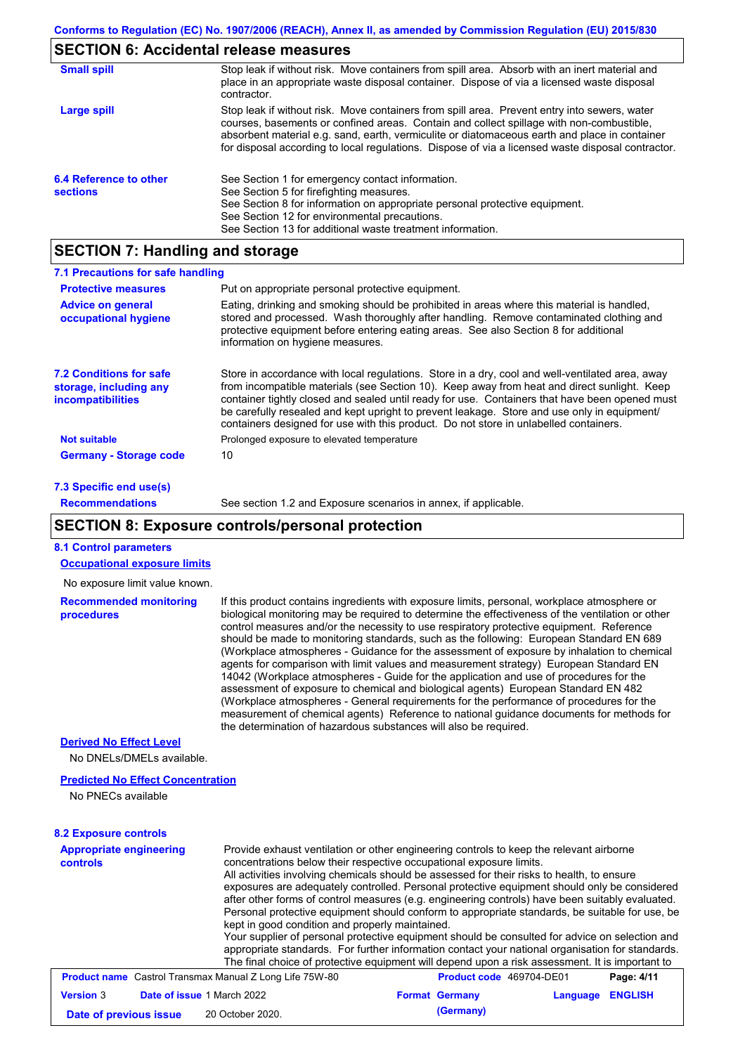## SECTION 6: Accidental release measures

| | |
|---|---|
| **Small spill** | Stop leak if without risk. Move containers from spill area. Absorb with an inert material and place in an appropriate waste disposal container. Dispose of via a licensed waste disposal contractor. |
| **Large spill** | Stop leak if without risk. Move containers from spill area. Prevent entry into sewers, water courses, basements or confined areas. Contain and collect spillage with non-combustible, absorbent material e.g. sand, earth, vermiculite or diatomaceous earth and place in container for disposal according to local regulations. Dispose of via a licensed waste disposal contractor. |

**6.4 Reference to other sections**

See Section 1 for emergency contact information.
See Section 5 for firefighting measures.
See Section 8 for information on appropriate personal protective equipment.
See Section 12 for environmental precautions.
See Section 13 for additional waste treatment information.

## SECTION 7: Handling and storage

### 7.1 Precautions for safe handling

| | |
|---|---|
| **Protective measures** | Put on appropriate personal protective equipment. |
| **Advice on general occupational hygiene** | Eating, drinking and smoking should be prohibited in areas where this material is handled, stored and processed. Wash thoroughly after handling. Remove contaminated clothing and protective equipment before entering eating areas. See also Section 8 for additional information on hygiene measures. |

### 7.2 Conditions for safe storage, including any incompatibilities

Store in accordance with local regulations. Store in a dry, cool and well-ventilated area, away from incompatible materials (see Section 10). Keep away from heat and direct sunlight. Keep container tightly closed and sealed until ready for use. Containers that have been opened must be carefully resealed and kept upright to prevent leakage. Store and use only in equipment/ containers designed for use with this product. Do not store in unlabelled containers.

| | |
|---|---|
| **Not suitable** | Prolonged exposure to elevated temperature |
| **Germany - Storage code** | 10 |

### 7.3 Specific end use(s)

| | |
|---|---|
| **Recommendations** | See section 1.2 and Exposure scenarios in annex, if applicable. |

## SECTION 8: Exposure controls/personal protection

### 8.1 Control parameters

**Occupational exposure limits**

No exposure limit value known.

**Recommended monitoring procedures**

If this product contains ingredients with exposure limits, personal, workplace atmosphere or biological monitoring may be required to determine the effectiveness of the ventilation or other control measures and/or the necessity to use respiratory protective equipment. Reference should be made to monitoring standards, such as the following: European Standard EN 689 (Workplace atmospheres - Guidance for the assessment of exposure by inhalation to chemical agents for comparison with limit values and measurement strategy) European Standard EN 14042 (Workplace atmospheres - Guide for the application and use of procedures for the assessment of exposure to chemical and biological agents) European Standard EN 482 (Workplace atmospheres - General requirements for the performance of procedures for the measurement of chemical agents) Reference to national guidance documents for methods for the determination of hazardous substances will also be required.

**Derived No Effect Level**

No DNELs/DMELs available.

**Predicted No Effect Concentration**

No PNECs available

### 8.2 Exposure controls

**Appropriate engineering controls**

Provide exhaust ventilation or other engineering controls to keep the relevant airborne concentrations below their respective occupational exposure limits.
All activities involving chemicals should be assessed for their risks to health, to ensure exposures are adequately controlled. Personal protective equipment should only be considered after other forms of control measures (e.g. engineering controls) have been suitably evaluated. Personal protective equipment should conform to appropriate standards, be suitable for use, be kept in good condition and properly maintained.
Your supplier of personal protective equipment should be consulted for advice on selection and appropriate standards. For further information contact your national organisation for standards. The final choice of protective equipment will depend upon a risk assessment. It is important to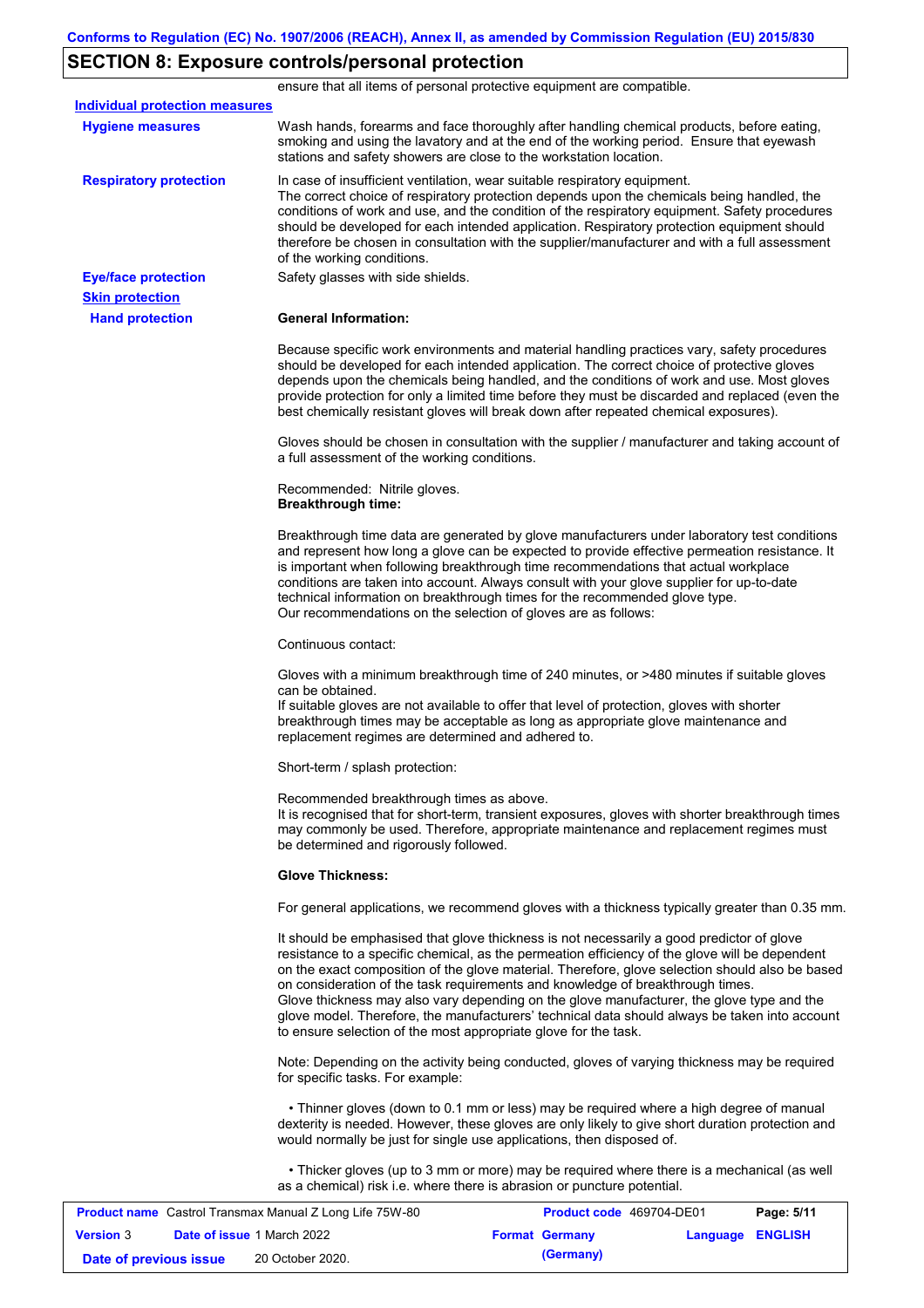## SECTION 8: Exposure controls/personal protection

ensure that all items of personal protective equipment are compatible.

**Individual protection measures**

**Hygiene measures**

Wash hands, forearms and face thoroughly after handling chemical products, before eating, smoking and using the lavatory and at the end of the working period. Ensure that eyewash stations and safety showers are close to the workstation location.

**Respiratory protection**

In case of insufficient ventilation, wear suitable respiratory equipment.
The correct choice of respiratory protection depends upon the chemicals being handled, the conditions of work and use, and the condition of the respiratory equipment. Safety procedures should be developed for each intended application. Respiratory protection equipment should therefore be chosen in consultation with the supplier/manufacturer and with a full assessment of the working conditions.

**Eye/face protection**

Safety glasses with side shields.

**Skin protection**

**Hand protection**

**General Information:**

Because specific work environments and material handling practices vary, safety procedures should be developed for each intended application. The correct choice of protective gloves depends upon the chemicals being handled, and the conditions of work and use. Most gloves provide protection for only a limited time before they must be discarded and replaced (even the best chemically resistant gloves will break down after repeated chemical exposures).

Gloves should be chosen in consultation with the supplier / manufacturer and taking account of a full assessment of the working conditions.

Recommended: Nitrile gloves.
**Breakthrough time:**

Breakthrough time data are generated by glove manufacturers under laboratory test conditions and represent how long a glove can be expected to provide effective permeation resistance. It is important when following breakthrough time recommendations that actual workplace conditions are taken into account. Always consult with your glove supplier for up-to-date technical information on breakthrough times for the recommended glove type.
Our recommendations on the selection of gloves are as follows:

Continuous contact:

Gloves with a minimum breakthrough time of 240 minutes, or >480 minutes if suitable gloves can be obtained.
If suitable gloves are not available to offer that level of protection, gloves with shorter breakthrough times may be acceptable as long as appropriate glove maintenance and replacement regimes are determined and adhered to.

Short-term / splash protection:

Recommended breakthrough times as above.
It is recognised that for short-term, transient exposures, gloves with shorter breakthrough times may commonly be used. Therefore, appropriate maintenance and replacement regimes must be determined and rigorously followed.

**Glove Thickness:**

For general applications, we recommend gloves with a thickness typically greater than 0.35 mm.

It should be emphasised that glove thickness is not necessarily a good predictor of glove resistance to a specific chemical, as the permeation efficiency of the glove will be dependent on the exact composition of the glove material. Therefore, glove selection should also be based on consideration of the task requirements and knowledge of breakthrough times.
Glove thickness may also vary depending on the glove manufacturer, the glove type and the glove model. Therefore, the manufacturers' technical data should always be taken into account to ensure selection of the most appropriate glove for the task.

Note: Depending on the activity being conducted, gloves of varying thickness may be required for specific tasks. For example:

• Thinner gloves (down to 0.1 mm or less) may be required where a high degree of manual dexterity is needed. However, these gloves are only likely to give short duration protection and would normally be just for single use applications, then disposed of.

• Thicker gloves (up to 3 mm or more) may be required where there is a mechanical (as well as a chemical) risk i.e. where there is abrasion or puncture potential.

| **Product name** Castrol Transmax Manual Z Long Life 75W-80 | **Product code** 469704-DE01 | **Page:** 5/11 |
|---|---|---|
| **Version** 3 **Date of issue** 1 March 2022 | **Format** Germany (Germany) | **Language** ENGLISH |
| **Date of previous issue** 20 October 2020. | | |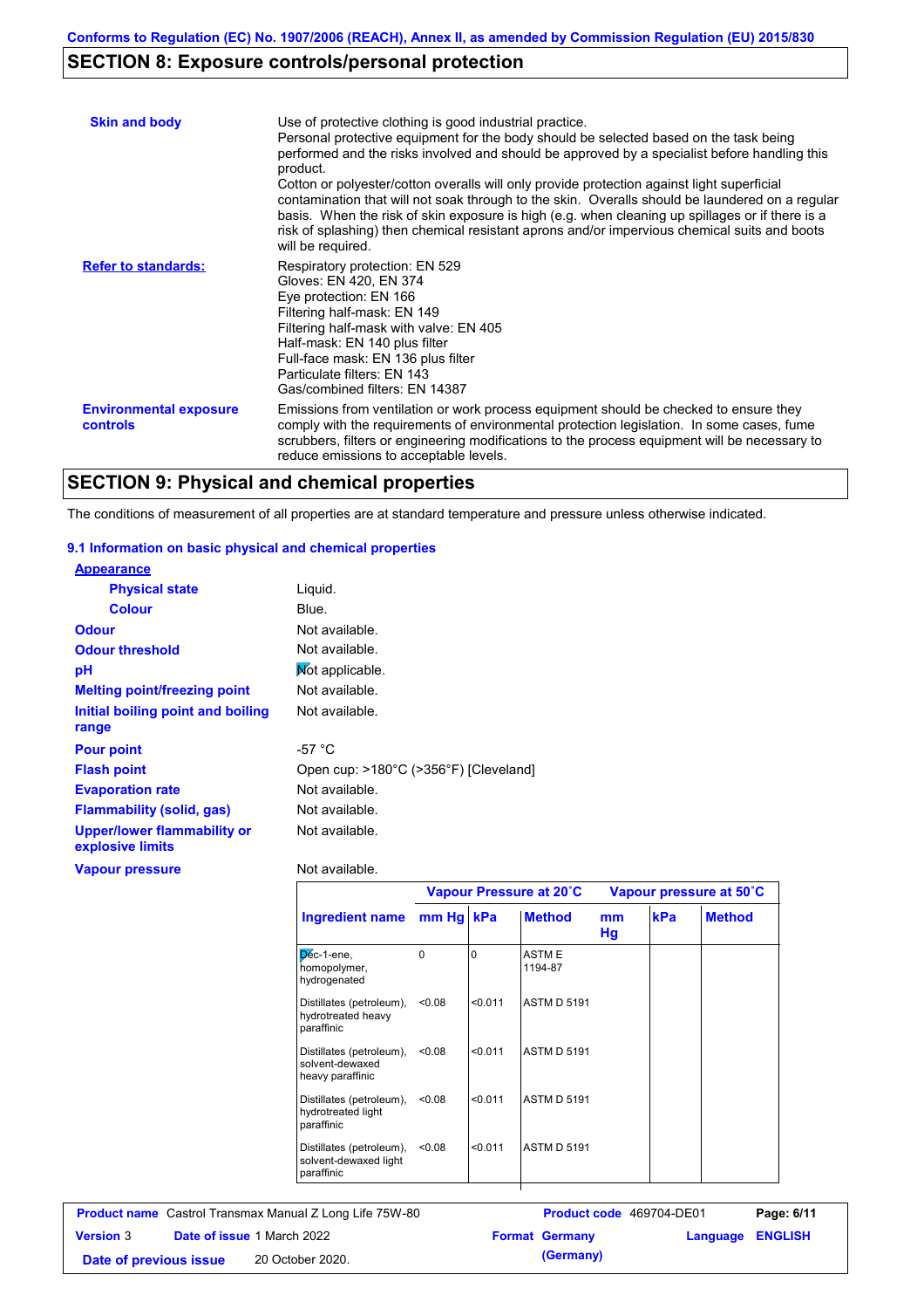## SECTION 8: Exposure controls/personal protection

**Skin and body**

Use of protective clothing is good industrial practice.
Personal protective equipment for the body should be selected based on the task being performed and the risks involved and should be approved by a specialist before handling this product.
Cotton or polyester/cotton overalls will only provide protection against light superficial contamination that will not soak through to the skin. Overalls should be laundered on a regular basis. When the risk of skin exposure is high (e.g. when cleaning up spillages or if there is a risk of splashing) then chemical resistant aprons and/or impervious chemical suits and boots will be required.

**Refer to standards:**

Respiratory protection: EN 529
Gloves: EN 420, EN 374
Eye protection: EN 166
Filtering half-mask: EN 149
Filtering half-mask with valve: EN 405
Half-mask: EN 140 plus filter
Full-face mask: EN 136 plus filter
Particulate filters: EN 143
Gas/combined filters: EN 14387

**Environmental exposure controls**

Emissions from ventilation or work process equipment should be checked to ensure they comply with the requirements of environmental protection legislation. In some cases, fume scrubbers, filters or engineering modifications to the process equipment will be necessary to reduce emissions to acceptable levels.

## SECTION 9: Physical and chemical properties

The conditions of measurement of all properties are at standard temperature and pressure unless otherwise indicated.

### 9.1 Information on basic physical and chemical properties

**Appearance**

| | |
|---|---|
| **Physical state** | Liquid. |
| **Colour** | Blue. |
| **Odour** | Not available. |
| **Odour threshold** | Not available. |
| **pH** | Not applicable. |
| **Melting point/freezing point** | Not available. |
| **Initial boiling point and boiling range** | Not available. |
| **Pour point** | -57 °C |
| **Flash point** | Open cup: >180°C (>356°F) [Cleveland] |
| **Evaporation rate** | Not available. |
| **Flammability (solid, gas)** | Not available. |
| **Upper/lower flammability or explosive limits** | Not available. |
| **Vapour pressure** | Not available. |

| Ingredient name | Vapour Pressure at 20˚C | | | Vapour pressure at 50˚C | | |
|---|---|---|---|---|---|---|
| | mm Hg | kPa | Method | mm Hg | kPa | Method |
| Dec-1-ene, homopolymer, hydrogenated | 0 | 0 | ASTM E 1194-87 | | | |
| Distillates (petroleum), hydrotreated heavy paraffinic | <0.08 | <0.011 | ASTM D 5191 | | | |
| Distillates (petroleum), solvent-dewaxed heavy paraffinic | <0.08 | <0.011 | ASTM D 5191 | | | |
| Distillates (petroleum), hydrotreated light paraffinic | <0.08 | <0.011 | ASTM D 5191 | | | |
| Distillates (petroleum), solvent-dewaxed light paraffinic | <0.08 | <0.011 | ASTM D 5191 | | | |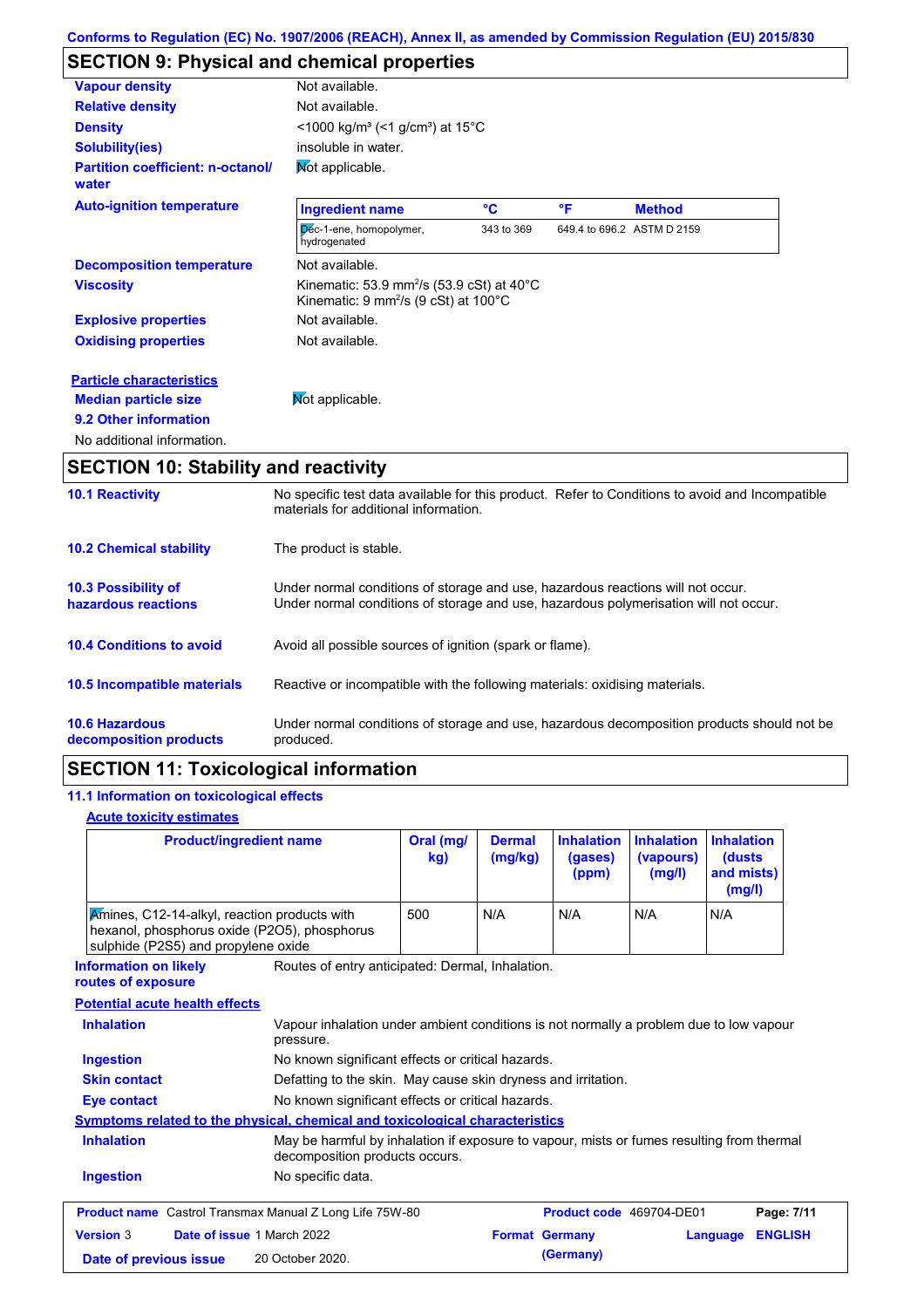Conforms to Regulation (EC) No. 1907/2006 (REACH), Annex II, as amended by Commission Regulation (EU) 2015/830

## SECTION 9: Physical and chemical properties

| | |
|---|---|
| **Vapour density** | Not available. |
| **Relative density** | Not available. |
| **Density** | <1000 kg/m³ (<1 g/cm³) at 15°C |
| **Solubility(ies)** | insoluble in water. |
| **Partition coefficient: n-octanol/water** | Not applicable. |

**Auto-ignition temperature**

| Ingredient name | °C | °F | Method |
|---|---|---|---|
| Dec-1-ene, homopolymer, hydrogenated | 343 to 369 | 649.4 to 696.2 | ASTM D 2159 |

| | |
|---|---|
| **Decomposition temperature** | Not available. |
| **Viscosity** | Kinematic: 53.9 mm²/s (53.9 cSt) at 40°C<br>Kinematic: 9 mm²/s (9 cSt) at 100°C |
| **Explosive properties** | Not available. |
| **Oxidising properties** | Not available. |

**Particle characteristics**

**Median particle size** Not applicable.

**9.2 Other information**

No additional information.

## SECTION 10: Stability and reactivity

| | |
|---|---|
| **10.1 Reactivity** | No specific test data available for this product. Refer to Conditions to avoid and Incompatible materials for additional information. |
| **10.2 Chemical stability** | The product is stable. |
| **10.3 Possibility of hazardous reactions** | Under normal conditions of storage and use, hazardous reactions will not occur.<br>Under normal conditions of storage and use, hazardous polymerisation will not occur. |
| **10.4 Conditions to avoid** | Avoid all possible sources of ignition (spark or flame). |
| **10.5 Incompatible materials** | Reactive or incompatible with the following materials: oxidising materials. |
| **10.6 Hazardous decomposition products** | Under normal conditions of storage and use, hazardous decomposition products should not be produced. |

## SECTION 11: Toxicological information

### 11.1 Information on toxicological effects

**Acute toxicity estimates**

| Product/ingredient name | Oral (mg/kg) | Dermal (mg/kg) | Inhalation (gases) (ppm) | Inhalation (vapours) (mg/l) | Inhalation (dusts and mists) (mg/l) |
|---|---|---|---|---|---|
| Amines, C12-14-alkyl, reaction products with hexanol, phosphorus oxide (P2O5), phosphorus sulphide (P2S5) and propylene oxide | 500 | N/A | N/A | N/A | N/A |

**Information on likely routes of exposure** Routes of entry anticipated: Dermal, Inhalation.

**Potential acute health effects**

| | |
|---|---|
| **Inhalation** | Vapour inhalation under ambient conditions is not normally a problem due to low vapour pressure. |
| **Ingestion** | No known significant effects or critical hazards. |
| **Skin contact** | Defatting to the skin. May cause skin dryness and irritation. |
| **Eye contact** | No known significant effects or critical hazards. |

**Symptoms related to the physical, chemical and toxicological characteristics**

| | |
|---|---|
| **Inhalation** | May be harmful by inhalation if exposure to vapour, mists or fumes resulting from thermal decomposition products occurs. |
| **Ingestion** | No specific data. |

| | | | |
|---|---|---|---|
| **Product name** Castrol Transmax Manual Z Long Life 75W-80 | | **Product code** 469704-DE01 | |
| **Version** 3 | **Date of issue** 1 March 2022 | **Format** Germany (Germany) | **Language** ENGLISH |
| **Date of previous issue** | 20 October 2020. | | |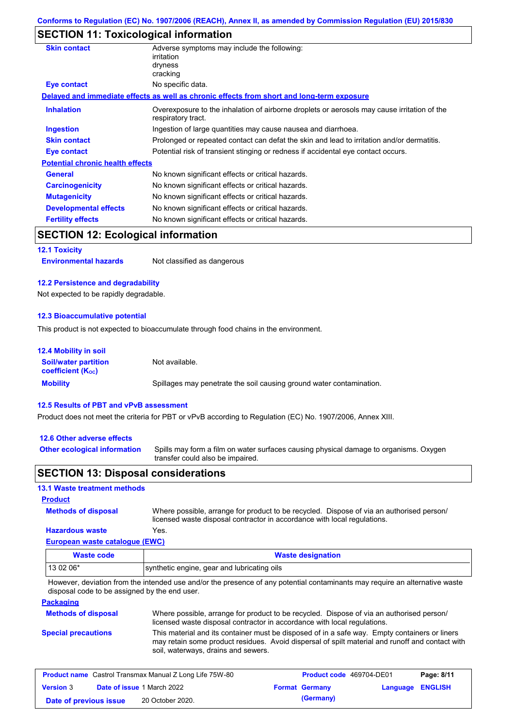Conforms to Regulation (EC) No. 1907/2006 (REACH), Annex II, as amended by Commission Regulation (EU) 2015/830

## SECTION 11: Toxicological information

**Skin contact** Adverse symptoms may include the following:
irritation
dryness
cracking

**Eye contact** No specific data.

**Delayed and immediate effects as well as chronic effects from short and long-term exposure**

**Inhalation** Overexposure to the inhalation of airborne droplets or aerosols may cause irritation of the respiratory tract.

**Ingestion** Ingestion of large quantities may cause nausea and diarrhoea.

**Skin contact** Prolonged or repeated contact can defat the skin and lead to irritation and/or dermatitis.

**Eye contact** Potential risk of transient stinging or redness if accidental eye contact occurs.

**Potential chronic health effects**

**General** No known significant effects or critical hazards.

**Carcinogenicity** No known significant effects or critical hazards.

**Mutagenicity** No known significant effects or critical hazards.

**Developmental effects** No known significant effects or critical hazards.

**Fertility effects** No known significant effects or critical hazards.

## SECTION 12: Ecological information

### 12.1 Toxicity

**Environmental hazards** Not classified as dangerous

### 12.2 Persistence and degradability

Not expected to be rapidly degradable.

### 12.3 Bioaccumulative potential

This product is not expected to bioaccumulate through food chains in the environment.

### 12.4 Mobility in soil

**Soil/water partition coefficient ($K_{OC}$)** Not available.

**Mobility** Spillages may penetrate the soil causing ground water contamination.

### 12.5 Results of PBT and vPvB assessment

Product does not meet the criteria for PBT or vPvB according to Regulation (EC) No. 1907/2006, Annex XIII.

### 12.6 Other adverse effects

**Other ecological information** Spills may form a film on water surfaces causing physical damage to organisms. Oxygen transfer could also be impaired.

## SECTION 13: Disposal considerations

### 13.1 Waste treatment methods

**Product**

**Methods of disposal** Where possible, arrange for product to be recycled. Dispose of via an authorised person/ licensed waste disposal contractor in accordance with local regulations.

**Hazardous waste** Yes.

**European waste catalogue (EWC)**

| Waste code | Waste designation |
|---|---|
| 13 02 06* | synthetic engine, gear and lubricating oils |

However, deviation from the intended use and/or the presence of any potential contaminants may require an alternative waste disposal code to be assigned by the end user.

**Packaging**

**Methods of disposal** Where possible, arrange for product to be recycled. Dispose of via an authorised person/ licensed waste disposal contractor in accordance with local regulations.

**Special precautions** This material and its container must be disposed of in a safe way. Empty containers or liners may retain some product residues. Avoid dispersal of spilt material and runoff and contact with soil, waterways, drains and sewers.

| Product name Castrol Transmax Manual Z Long Life 75W-80 | Product code 469704-DE01 | Page: 8/11 |
|---|---|---|
| Version 3 Date of issue 1 March 2022 | Format Germany (Germany) | Language ENGLISH |
| Date of previous issue 20 October 2020. | | |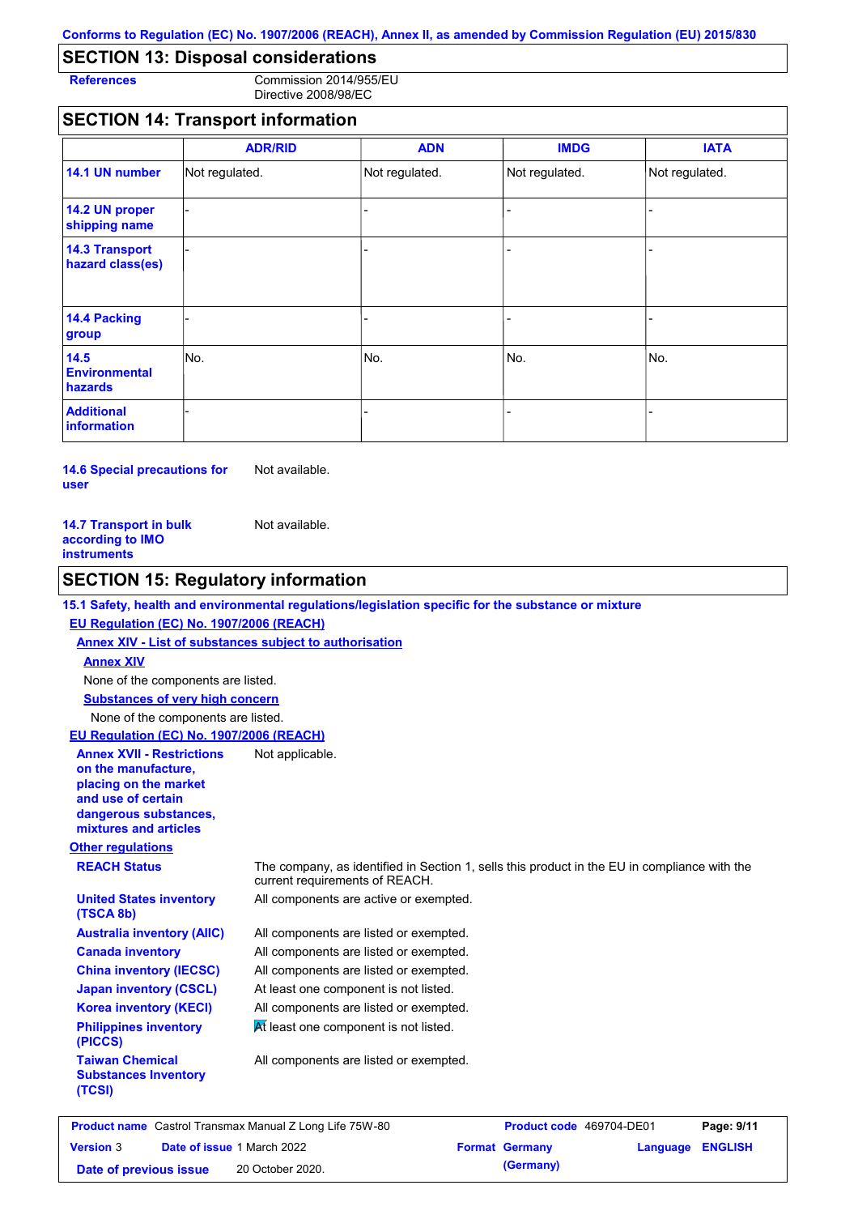Conforms to Regulation (EC) No. 1907/2006 (REACH), Annex II, as amended by Commission Regulation (EU) 2015/830

## SECTION 13: Disposal considerations

**References** Commission 2014/955/EU
Directive 2008/98/EC

## SECTION 14: Transport information

| | ADR/RID | ADN | IMDG | IATA |
|---|---|---|---|---|
| **14.1 UN number** | Not regulated. | Not regulated. | Not regulated. | Not regulated. |
| **14.2 UN proper shipping name** | - | - | - | - |
| **14.3 Transport hazard class(es)** | - | - | - | - |
| **14.4 Packing group** | - | - | - | - |
| **14.5 Environmental hazards** | No. | No. | No. | No. |
| **Additional information** | - | - | - | - |

**14.6 Special precautions for user** Not available.

**14.7 Transport in bulk according to IMO instruments** Not available.

## SECTION 15: Regulatory information

**15.1 Safety, health and environmental regulations/legislation specific for the substance or mixture**

**EU Regulation (EC) No. 1907/2006 (REACH)**

**Annex XIV - List of substances subject to authorisation**

**Annex XIV**

None of the components are listed.

**Substances of very high concern**

None of the components are listed.

**EU Regulation (EC) No. 1907/2006 (REACH)**

**Annex XVII - Restrictions on the manufacture, placing on the market and use of certain dangerous substances, mixtures and articles** Not applicable.

**Other regulations**

**REACH Status** The company, as identified in Section 1, sells this product in the EU in compliance with the current requirements of REACH.

**United States inventory (TSCA 8b)** All components are active or exempted.

**Australia inventory (AIIC)** All components are listed or exempted.

**Canada inventory** All components are listed or exempted.

**China inventory (IECSC)** All components are listed or exempted.

**Japan inventory (CSCL)** At least one component is not listed.

**Korea inventory (KECI)** All components are listed or exempted.

**Philippines inventory (PICCS)** At least one component is not listed.

**Taiwan Chemical Substances Inventory (TCSI)** All components are listed or exempted.

| **Product name** Castrol Transmax Manual Z Long Life 75W-80 | **Product code** 469704-DE01 | **Page:** 9/11 |
|---|---|---|
| **Version** 3 **Date of issue** 1 March 2022 | **Format** Germany (Germany) | **Language** ENGLISH |
| **Date of previous issue** 20 October 2020. | | |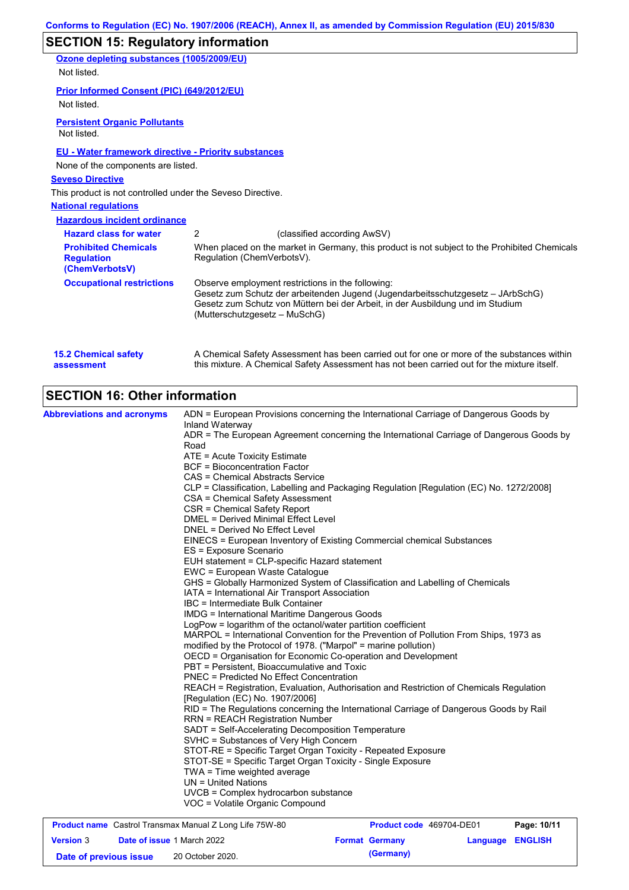## SECTION 15: Regulatory information

**Ozone depleting substances (1005/2009/EU)**

Not listed.

**Prior Informed Consent (PIC) (649/2012/EU)**

Not listed.

**Persistent Organic Pollutants**

Not listed.

**EU - Water framework directive - Priority substances**

None of the components are listed.

**Seveso Directive**

This product is not controlled under the Seveso Directive.

**National regulations**

**Hazardous incident ordinance**

| | |
|---|---|
| **Hazard class for water** | 2 (classified according AwSV) |
| **Prohibited Chemicals Regulation (ChemVerbotsV)** | When placed on the market in Germany, this product is not subject to the Prohibited Chemicals Regulation (ChemVerbotsV). |
| **Occupational restrictions** | Observe employment restrictions in the following:<br>Gesetz zum Schutz der arbeitenden Jugend (Jugendarbeitsschutzgesetz – JArbSchG)<br>Gesetz zum Schutz von Müttern bei der Arbeit, in der Ausbildung und im Studium (Mutterschutzgesetz – MuSchG) |

**15.2 Chemical safety assessment**

A Chemical Safety Assessment has been carried out for one or more of the substances within this mixture. A Chemical Safety Assessment has not been carried out for the mixture itself.

## SECTION 16: Other information

**Abbreviations and acronyms**

ADN = European Provisions concerning the International Carriage of Dangerous Goods by Inland Waterway
ADR = The European Agreement concerning the International Carriage of Dangerous Goods by Road
ATE = Acute Toxicity Estimate
BCF = Bioconcentration Factor
CAS = Chemical Abstracts Service
CLP = Classification, Labelling and Packaging Regulation [Regulation (EC) No. 1272/2008]
CSA = Chemical Safety Assessment
CSR = Chemical Safety Report
DMEL = Derived Minimal Effect Level
DNEL = Derived No Effect Level
EINECS = European Inventory of Existing Commercial chemical Substances
ES = Exposure Scenario
EUH statement = CLP-specific Hazard statement
EWC = European Waste Catalogue
GHS = Globally Harmonized System of Classification and Labelling of Chemicals
IATA = International Air Transport Association
IBC = Intermediate Bulk Container
IMDG = International Maritime Dangerous Goods
LogPow = logarithm of the octanol/water partition coefficient
MARPOL = International Convention for the Prevention of Pollution From Ships, 1973 as modified by the Protocol of 1978. ("Marpol" = marine pollution)
OECD = Organisation for Economic Co-operation and Development
PBT = Persistent, Bioaccumulative and Toxic
PNEC = Predicted No Effect Concentration
REACH = Registration, Evaluation, Authorisation and Restriction of Chemicals Regulation [Regulation (EC) No. 1907/2006]
RID = The Regulations concerning the International Carriage of Dangerous Goods by Rail
RRN = REACH Registration Number
SADT = Self-Accelerating Decomposition Temperature
SVHC = Substances of Very High Concern
STOT-RE = Specific Target Organ Toxicity - Repeated Exposure
STOT-SE = Specific Target Organ Toxicity - Single Exposure
TWA = Time weighted average
UN = United Nations
UVCB = Complex hydrocarbon substance
VOC = Volatile Organic Compound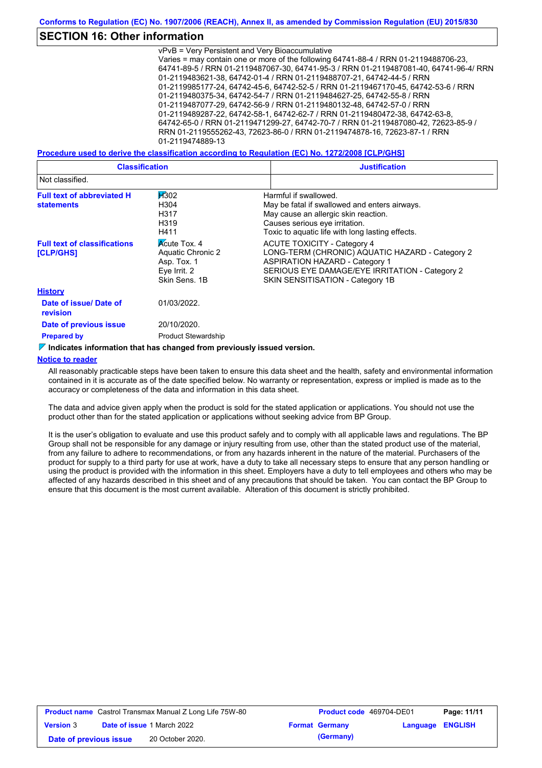Conforms to Regulation (EC) No. 1907/2006 (REACH), Annex II, as amended by Commission Regulation (EU) 2015/830

## SECTION 16: Other information

vPvB = Very Persistent and Very Bioaccumulative
Varies = may contain one or more of the following 64741-88-4 / RRN 01-2119488706-23, 64741-89-5 / RRN 01-2119487067-30, 64741-95-3 / RRN 01-2119487081-40, 64741-96-4/ RRN 01-2119483621-38, 64742-01-4 / RRN 01-2119488707-21, 64742-44-5 / RRN 01-2119985177-24, 64742-45-6, 64742-52-5 / RRN 01-2119467170-45, 64742-53-6 / RRN 01-2119480375-34, 64742-54-7 / RRN 01-2119484627-25, 64742-55-8 / RRN 01-2119487077-29, 64742-56-9 / RRN 01-2119480132-48, 64742-57-0 / RRN 01-2119489287-22, 64742-58-1, 64742-62-7 / RRN 01-2119480472-38, 64742-63-8, 64742-65-0 / RRN 01-2119471299-27, 64742-70-7 / RRN 01-2119487080-42, 72623-85-9 / RRN 01-2119555262-43, 72623-86-0 / RRN 01-2119474878-16, 72623-87-1 / RRN 01-2119474889-13

**Procedure used to derive the classification according to Regulation (EC) No. 1272/2008 [CLP/GHS]**

| Classification | Justification |
|---|---|
| Not classified. | |

**Full text of abbreviated H statements**

| | |
|---|---|
| H302 | Harmful if swallowed. |
| H304 | May be fatal if swallowed and enters airways. |
| H317 | May cause an allergic skin reaction. |
| H319 | Causes serious eye irritation. |
| H411 | Toxic to aquatic life with long lasting effects. |

**Full text of classifications [CLP/GHS]**

| | |
|---|---|
| Acute Tox. 4 | ACUTE TOXICITY - Category 4 |
| Aquatic Chronic 2 | LONG-TERM (CHRONIC) AQUATIC HAZARD - Category 2 |
| Asp. Tox. 1 | ASPIRATION HAZARD - Category 1 |
| Eye Irrit. 2 | SERIOUS EYE DAMAGE/EYE IRRITATION - Category 2 |
| Skin Sens. 1B | SKIN SENSITISATION - Category 1B |

**History**

**Date of issue/ Date of revision:** 01/03/2022.

**Date of previous issue:** 20/10/2020.

**Prepared by:** Product Stewardship

**Indicates information that has changed from previously issued version.**

**Notice to reader**

All reasonably practicable steps have been taken to ensure this data sheet and the health, safety and environmental information contained in it is accurate as of the date specified below. No warranty or representation, express or implied is made as to the accuracy or completeness of the data and information in this data sheet.

The data and advice given apply when the product is sold for the stated application or applications. You should not use the product other than for the stated application or applications without seeking advice from BP Group.

It is the user's obligation to evaluate and use this product safely and to comply with all applicable laws and regulations. The BP Group shall not be responsible for any damage or injury resulting from use, other than the stated product use of the material, from any failure to adhere to recommendations, or from any hazards inherent in the nature of the material. Purchasers of the product for supply to a third party for use at work, have a duty to take all necessary steps to ensure that any person handling or using the product is provided with the information in this sheet. Employers have a duty to tell employees and others who may be affected of any hazards described in this sheet and of any precautions that should be taken. You can contact the BP Group to ensure that this document is the most current available. Alteration of this document is strictly prohibited.